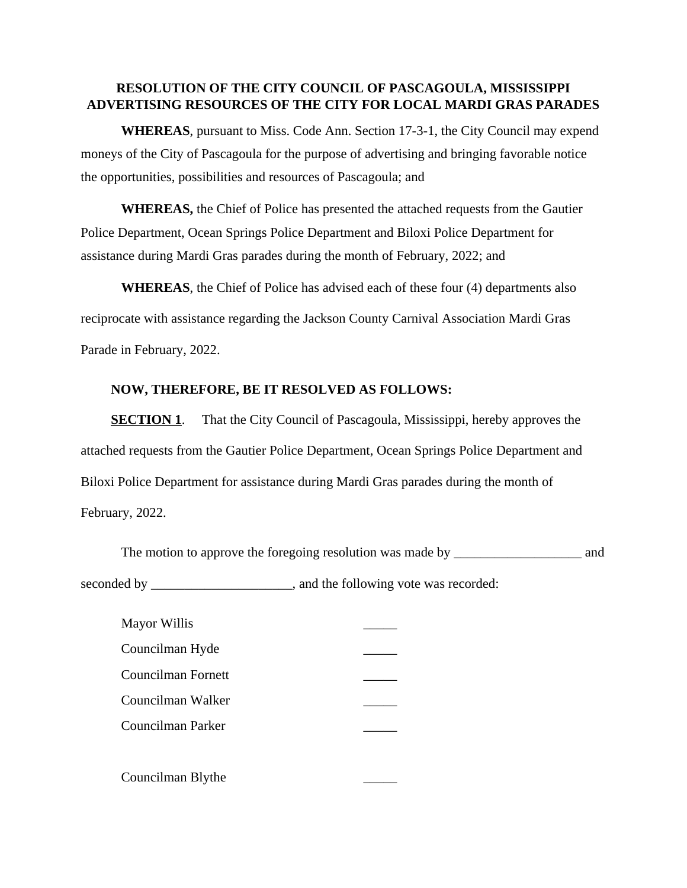**RESOLUTION OF THE CITY COUNCIL OF PASCAGOULA, MISSISSIPPI ADVERTISING RESOURCES OF THE CITY FOR LOCAL MARDI GRAS PARADES**

**WHEREAS**, pursuant to Miss. Code Ann. Section 17-3-1, the City Council may expend moneys of the City of Pascagoula for the purpose of advertising and bringing favorable notice the opportunities, possibilities and resources of Pascagoula; and

**WHEREAS,** the Chief of Police has presented the attached requests from the Gautier Police Department, Ocean Springs Police Department and Biloxi Police Department for assistance during Mardi Gras parades during the month of February, 2022; and

**WHEREAS**, the Chief of Police has advised each of these four (4) departments also reciprocate with assistance regarding the Jackson County Carnival Association Mardi Gras Parade in February, 2022.

**NOW, THEREFORE, BE IT RESOLVED AS FOLLOWS:**

**SECTION 1**. That the City Council of Pascagoula, Mississippi, hereby approves the attached requests from the Gautier Police Department, Ocean Springs Police Department and Biloxi Police Department for assistance during Mardi Gras parades during the month of February, 2022.

The motion to approve the foregoing resolution was made by ___________________ and seconded by _____________________, and the following vote was recorded:

Mayor Willis _____

Councilman Hyde _____

Councilman Fornett _____

Councilman Walker _____

Councilman Parker _____

Councilman Blythe _____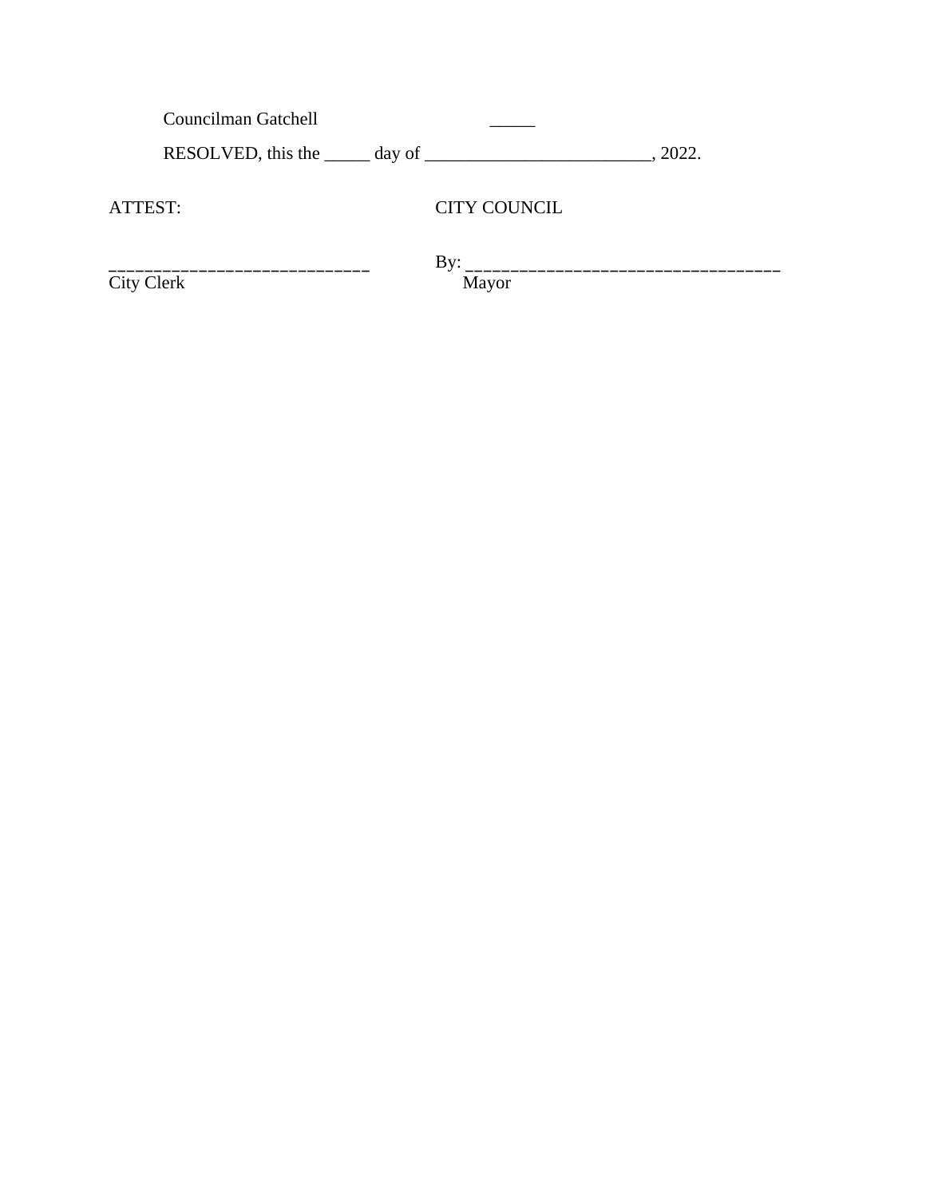Councilman Gatchell _____

RESOLVED, this the _____ day of _________________________, 2022.

ATTEST: CITY COUNCIL

_____________________________ By: ___________________________________

City Clerk Mayor